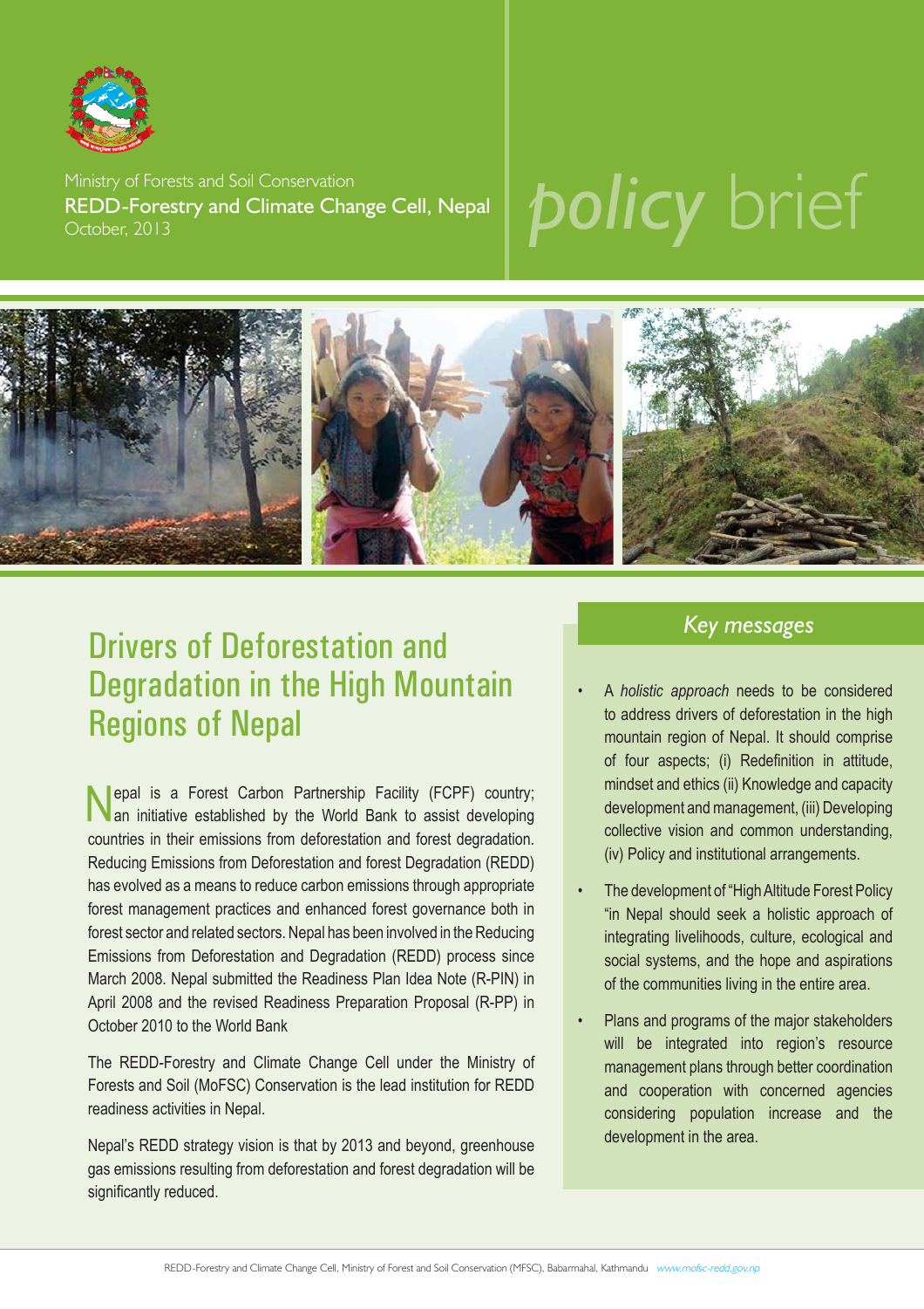Ministry of Forests and Soil Conservation

REDD-Forestry and Climate Change Cell, Nepal

October, 2013

*policy* brief

# Drivers of Deforestation and Degradation in the High Mountain Regions of Nepal

Nepal is a Forest Carbon Partnership Facility (FCPF) country; an initiative established by the World Bank to assist developing countries in their emissions from deforestation and forest degradation. Reducing Emissions from Deforestation and forest Degradation (REDD) has evolved as a means to reduce carbon emissions through appropriate forest management practices and enhanced forest governance both in forest sector and related sectors. Nepal has been involved in the Reducing Emissions from Deforestation and Degradation (REDD) process since March 2008. Nepal submitted the Readiness Plan Idea Note (R-PIN) in April 2008 and the revised Readiness Preparation Proposal (R-PP) in October 2010 to the World Bank

The REDD-Forestry and Climate Change Cell under the Ministry of Forests and Soil (MoFSC) Conservation is the lead institution for REDD readiness activities in Nepal.

Nepal's REDD strategy vision is that by 2013 and beyond, greenhouse gas emissions resulting from deforestation and forest degradation will be significantly reduced.

## *Key messages*

- A *holistic approach* needs to be considered to address drivers of deforestation in the high mountain region of Nepal. It should comprise of four aspects; (i) Redefinition in attitude, mindset and ethics (ii) Knowledge and capacity development and management, (iii) Developing collective vision and common understanding, (iv) Policy and institutional arrangements.
- The development of "High Altitude Forest Policy "in Nepal should seek a holistic approach of integrating livelihoods, culture, ecological and social systems, and the hope and aspirations of the communities living in the entire area.
- Plans and programs of the major stakeholders will be integrated into region's resource management plans through better coordination and cooperation with concerned agencies considering population increase and the development in the area.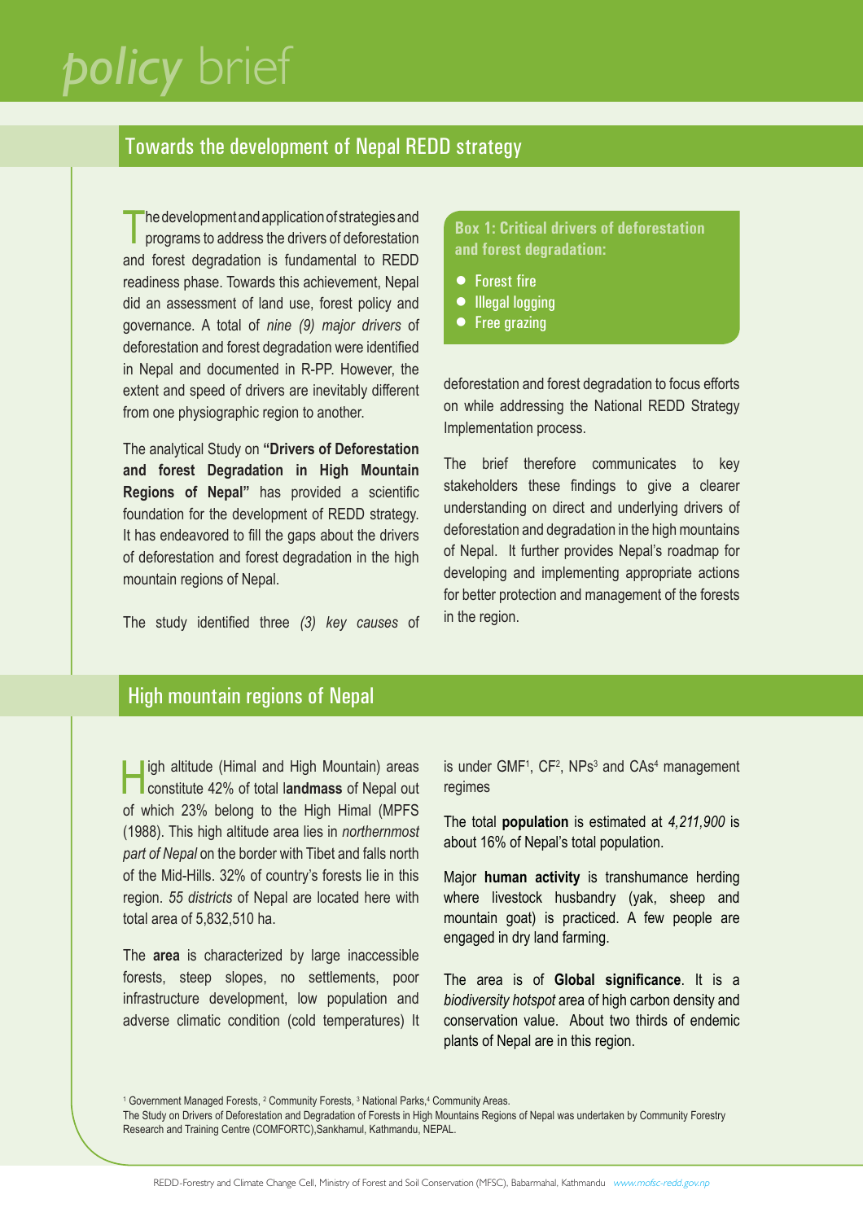# *policy* brief

## Towards the development of Nepal REDD strategy

The development and application of strategies and programs to address the drivers of deforestation and forest degradation is fundamental to REDD readiness phase. Towards this achievement, Nepal did an assessment of land use, forest policy and governance. A total of *nine (9) major drivers* of deforestation and forest degradation were identified in Nepal and documented in R-PP. However, the extent and speed of drivers are inevitably different from one physiographic region to another.

The analytical Study on **"Drivers of Deforestation and forest Degradation in High Mountain Regions of Nepal"** has provided a scientific foundation for the development of REDD strategy. It has endeavored to fill the gaps about the drivers of deforestation and forest degradation in the high mountain regions of Nepal.

The study identified three *(3) key causes* of deforestation and forest degradation to focus efforts on while addressing the National REDD Strategy Implementation process.

**Box 1: Critical drivers of deforestation and forest degradation:**

- Forest fire
- Illegal logging
- Free grazing

The brief therefore communicates to key stakeholders these findings to give a clearer understanding on direct and underlying drivers of deforestation and degradation in the high mountains of Nepal. It further provides Nepal's roadmap for developing and implementing appropriate actions for better protection and management of the forests in the region.

## High mountain regions of Nepal

High altitude (Himal and High Mountain) areas constitute 42% of total l**andmass** of Nepal out of which 23% belong to the High Himal (MPFS (1988). This high altitude area lies in *northernmost part of Nepal* on the border with Tibet and falls north of the Mid-Hills. 32% of country's forests lie in this region. *55 districts* of Nepal are located here with total area of 5,832,510 ha.

The **area** is characterized by large inaccessible forests, steep slopes, no settlements, poor infrastructure development, low population and adverse climatic condition (cold temperatures) It is under GMF[1], CF[2], NPs[3] and CAs[4] management regimes

The total **population** is estimated at *4,211,900* is about 16% of Nepal's total population.

Major **human activity** is transhumance herding where livestock husbandry (yak, sheep and mountain goat) is practiced. A few people are engaged in dry land farming.

The area is of **Global significance**. It is a *biodiversity hotspot* area of high carbon density and conservation value. About two thirds of endemic plants of Nepal are in this region.

[1] Government Managed Forests, [2] Community Forests, [3] National Parks,[4] Community Areas.
The Study on Drivers of Deforestation and Degradation of Forests in High Mountains Regions of Nepal was undertaken by Community Forestry Research and Training Centre (COMFORTC),Sankhamul, Kathmandu, NEPAL.

REDD-Forestry and Climate Change Cell, Ministry of Forest and Soil Conservation (MFSC), Babarmahal, Kathmandu www.mofsc-redd.gov.np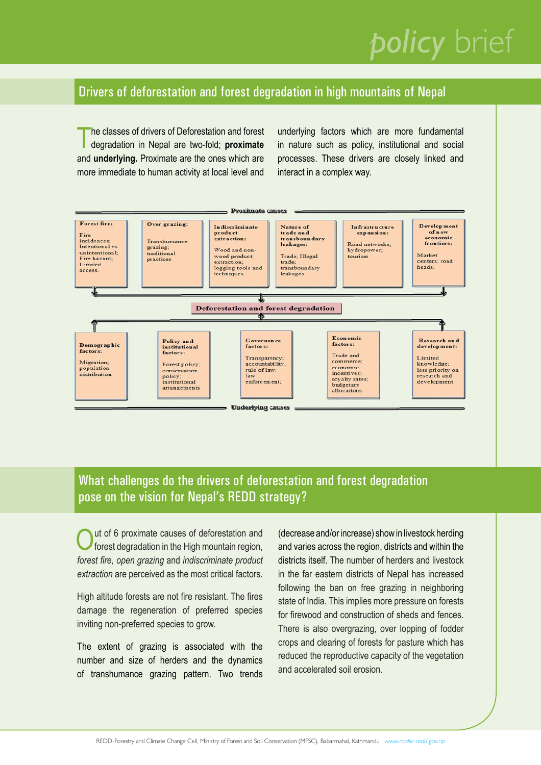## Drivers of deforestation and forest degradation in high mountains of Nepal

The classes of drivers of Deforestation and forest degradation in Nepal are two-fold; **proximate** and **underlying.** Proximate are the ones which are more immediate to human activity at local level and underlying factors which are more fundamental in nature such as policy, institutional and social processes. These drivers are closely linked and interact in a complex way.

**Proximate causes**

| Forest fire: | Over grazing: | Indiscriminate product extraction: | Nature of trade and transboundary leakages: | Infrastructure expansion: | Development of new economic frontiers: |
|---|---|---|---|---|---|
| Fire incidences; Intentional vs unintentional; Fire hazard; Limited access. | Transhumance grazing; traditional practices | Wood and non-wood product extraction; logging tools and techniques | Trade; Illegal trade; transboundary leakages | Road networks; hydropower; tourism | Market centers; road heads. |

**Deforestation and forest degradation**

| Demographic factors: | Policy and institutional factors: | Governance factors: | Economic factors: | Research and development: |
|---|---|---|---|---|
| Migration; population distribution | Forest policy; conservation policy; institutional arrangements | Transparency; accountability; rule of law; law enforcement; | Trade and commerce; economic incentives; royalty rates; budgetary allocations | Limited knowledge; less priority on research and development |

**Underlying causes**

## What challenges do the drivers of deforestation and forest degradation pose on the vision for Nepal's REDD strategy?

Out of 6 proximate causes of deforestation and forest degradation in the High mountain region, *forest fire, open grazing* and *indiscriminate product extraction* are perceived as the most critical factors.

High altitude forests are not fire resistant. The fires damage the regeneration of preferred species inviting non-preferred species to grow.

The extent of grazing is associated with the number and size of herders and the dynamics of transhumance grazing pattern. Two trends (decrease and/or increase) show in livestock herding and varies across the region, districts and within the districts itself. The number of herders and livestock in the far eastern districts of Nepal has increased following the ban on free grazing in neighboring state of India. This implies more pressure on forests for firewood and construction of sheds and fences. There is also overgrazing, over lopping of fodder crops and clearing of forests for pasture which has reduced the reproductive capacity of the vegetation and accelerated soil erosion.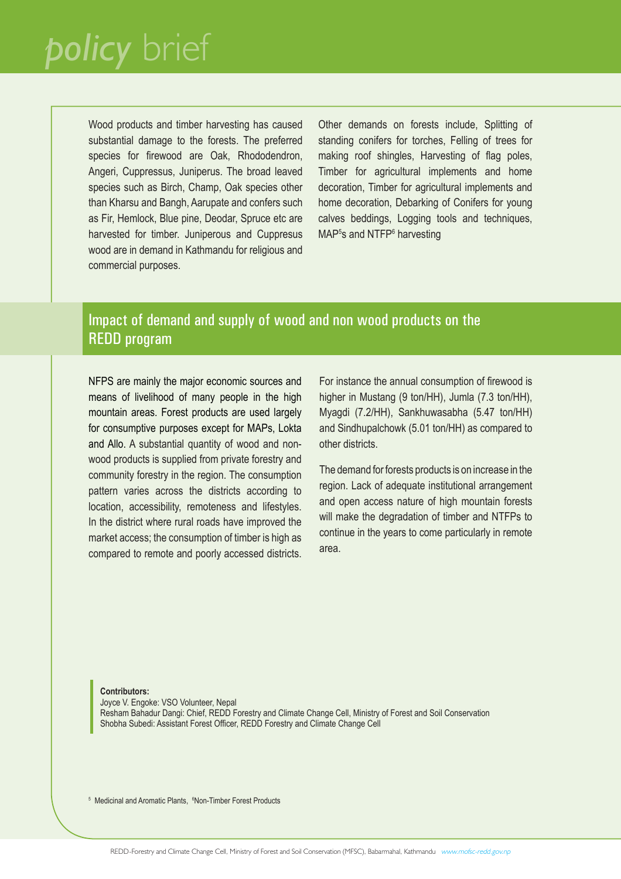Wood products and timber harvesting has caused substantial damage to the forests. The preferred species for firewood are Oak, Rhododendron, Angeri, Cuppressus, Juniperus. The broad leaved species such as Birch, Champ, Oak species other than Kharsu and Bangh, Aarupate and confers such as Fir, Hemlock, Blue pine, Deodar, Spruce etc are harvested for timber. Juniperous and Cuppresus wood are in demand in Kathmandu for religious and commercial purposes.

Other demands on forests include, Splitting of standing conifers for torches, Felling of trees for making roof shingles, Harvesting of flag poles, Timber for agricultural implements and home decoration, Timber for agricultural implements and home decoration, Debarking of Conifers for young calves beddings, Logging tools and techniques, MAP[5]s and NTFP[6] harvesting

## Impact of demand and supply of wood and non wood products on the REDD program

NFPS are mainly the major economic sources and means of livelihood of many people in the high mountain areas. Forest products are used largely for consumptive purposes except for MAPs, Lokta and Allo. A substantial quantity of wood and non-wood products is supplied from private forestry and community forestry in the region. The consumption pattern varies across the districts according to location, accessibility, remoteness and lifestyles. In the district where rural roads have improved the market access; the consumption of timber is high as compared to remote and poorly accessed districts.

For instance the annual consumption of firewood is higher in Mustang (9 ton/HH), Jumla (7.3 ton/HH), Myagdi (7.2/HH), Sankhuwasabha (5.47 ton/HH) and Sindhupalchowk (5.01 ton/HH) as compared to other districts.

The demand for forests products is on increase in the region. Lack of adequate institutional arrangement and open access nature of high mountain forests will make the degradation of timber and NTFPs to continue in the years to come particularly in remote area.

**Contributors:**
Joyce V. Engoke: VSO Volunteer, Nepal
Resham Bahadur Dangi: Chief, REDD Forestry and Climate Change Cell, Ministry of Forest and Soil Conservation
Shobha Subedi: Assistant Forest Officer, REDD Forestry and Climate Change Cell

[5] Medicinal and Aromatic Plants, [6]Non-Timber Forest Products